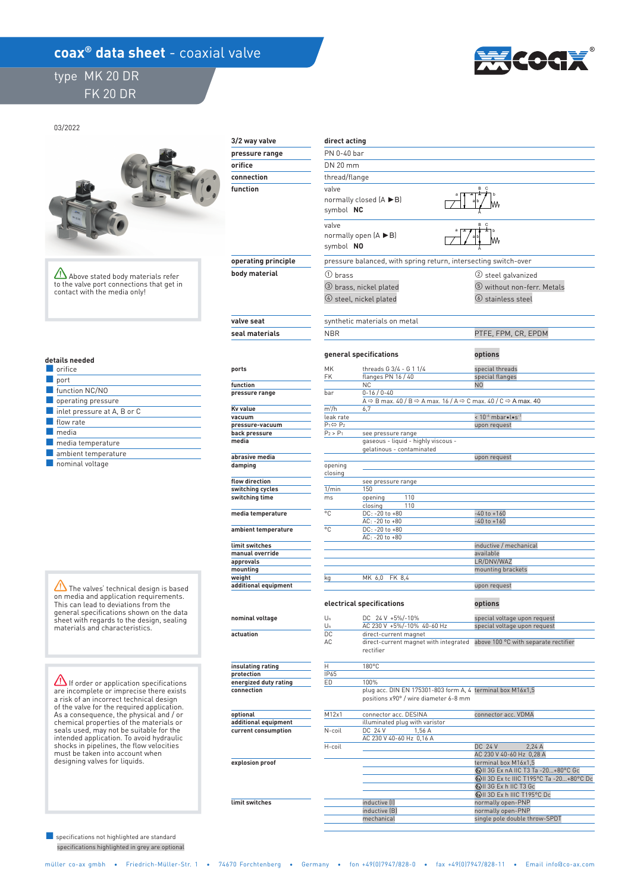# coax® data sheet - coaxial valve

## type MK 20 DR
## FK 20 DR

03/2022

| 3/2 way valve | direct acting | |
|---|---|---|
| pressure range | PN 0-40 bar | |
| orifice | DN 20 mm | |
| connection | thread/flange | |
| function | valve normally closed (A ▶B) symbol **NC** | |
| | valve normally open (A ▶B) symbol **NO** | |
| operating principle | pressure balanced, with spring return, intersecting switch-over | |
| body material | ① brass | ② steel galvanized |
| | ③ brass, nickel plated | ⑤ without non-ferr. Metals |
| | ④ steel, nickel plated | ⑥ stainless steel |
| valve seat | synthetic materials on metal | |
| seal materials | NBR | PTFE, FPM, CR, EPDM |

⚠ Above stated body materials refer to the valve port connections that get in contact with the media only!

**details needed**
- orifice
- port
- function NC/NO
- operating pressure
- inlet pressure at A, B or C
- flow rate
- media
- media temperature
- ambient temperature
- nominal voltage

### general specifications

| | | general specifications | options |
|---|---|---|---|
| ports | MK | threads G 3/4 - G 1 1/4 | special threads |
| | FK | flanges PN 16 / 40 | special flanges |
| function | | NC | NO |
| pressure range | bar | 0-16 / 0-40 | |
| | | A ⇨ B max. 40 / B ⇨ A max. 16 / A ⇨ C max. 40 / C ⇨ A max. 40 | |
| Kv value | m³/h | 6,7 | |
| vacuum | leak rate | | < $10^{-6}$ mbar•l•s$^{-1}$ |
| pressure-vacuum | $P_1 ⇔ P_2$ | | upon request |
| back pressure | $P_2 > P_1$ | see pressure range | |
| media | | gaseous - liquid - highly viscous - gelatinous - contaminated | |
| abrasive media | | | upon request |
| damping | opening | | |
| | closing | | |
| flow direction | | see pressure range | |
| switching cycles | 1/min | 150 | |
| switching time | ms | opening 110 | |
| | | closing 110 | |
| media temperature | °C | DC: -20 to +80 | -40 to +160 |
| | | AC: -20 to +80 | -40 to +160 |
| ambient temperature | °C | DC: -20 to +80 | |
| | | AC: -20 to +80 | |
| limit switches | | | inductive / mechanical |
| manual override | | | available |
| approvals | | | LR/DNV/WAZ |
| mounting | | | mounting brackets |
| weight | kg | MK 6,0 FK 8,4 | |
| additional equipment | | | upon request |

### electrical specifications

| | | electrical specifications | options |
|---|---|---|---|
| nominal voltage | $U_n$ | DC 24 V +5%/-10% | special voltage upon request |
| | $U_n$ | AC 230 V +5%/-10% 40-60 Hz | special voltage upon request |
| actuation | DC | direct-current magnet | |
| | AC | direct-current magnet with integrated rectifier | above 100 °C with separate rectifier |
| insulating rating | H | 180°C | |
| protection | IP65 | | |
| energized duty rating | ED | 100% | |
| connection | | plug acc. DIN EN 175301-803 form A, 4 positions x90° / wire diameter 6-8 mm | terminal box M16x1,5 |
| optional | M12x1 | connector acc. DESINA | connector acc. VDMA |
| additional equipment | | illuminated plug with varistor | |
| current consumption | N-coil | DC 24 V 1,56 A | |
| | | AC 230 V 40-60 Hz 0,16 A | |
| | H-coil | | DC 24 V 2,24 A |
| | | | AC 230 V 40-60 Hz 0,28 A |
| explosion proof | | | terminal box M16x1,5 |
| | | | Ex II 3G Ex nA IIC T3 Ta -20...+80°C Gc |
| | | | Ex II 3D Ex tc IIIC T195°C Ta -20...+80°C Dc |
| | | | Ex II 3G Ex h IIC T3 Gc |
| | | | Ex II 3D Ex h IIIC T195°C Dc |
| limit switches | | inductive (I) | normally open-PNP |
| | | inductive (B) | normally open-PNP |
| | | mechanical | single pole double throw-SPDT |

⚠ The valves' technical design is based on media and application requirements. This can lead to deviations from the general specifications shown on the data sheet with regards to the design, sealing materials and characteristics.

⚠ If order or application specifications are incomplete or imprecise there exists a risk of an incorrect technical design of the valve for the required application. As a consequence, the physical and / or chemical properties of the materials or seals used, may not be suitable for the intended application. To avoid hydraulic shocks in pipelines, the flow velocities must be taken into account when designing valves for liquids.

specifications not highlighted are standard
specifications highlighted in grey are optional

müller co-ax gmbh • Friedrich-Müller-Str. 1 • 74670 Forchtenberg • Germany • fon +49(0)7947/828-0 • fax +49(0)7947/828-11 • Email info@co-ax.com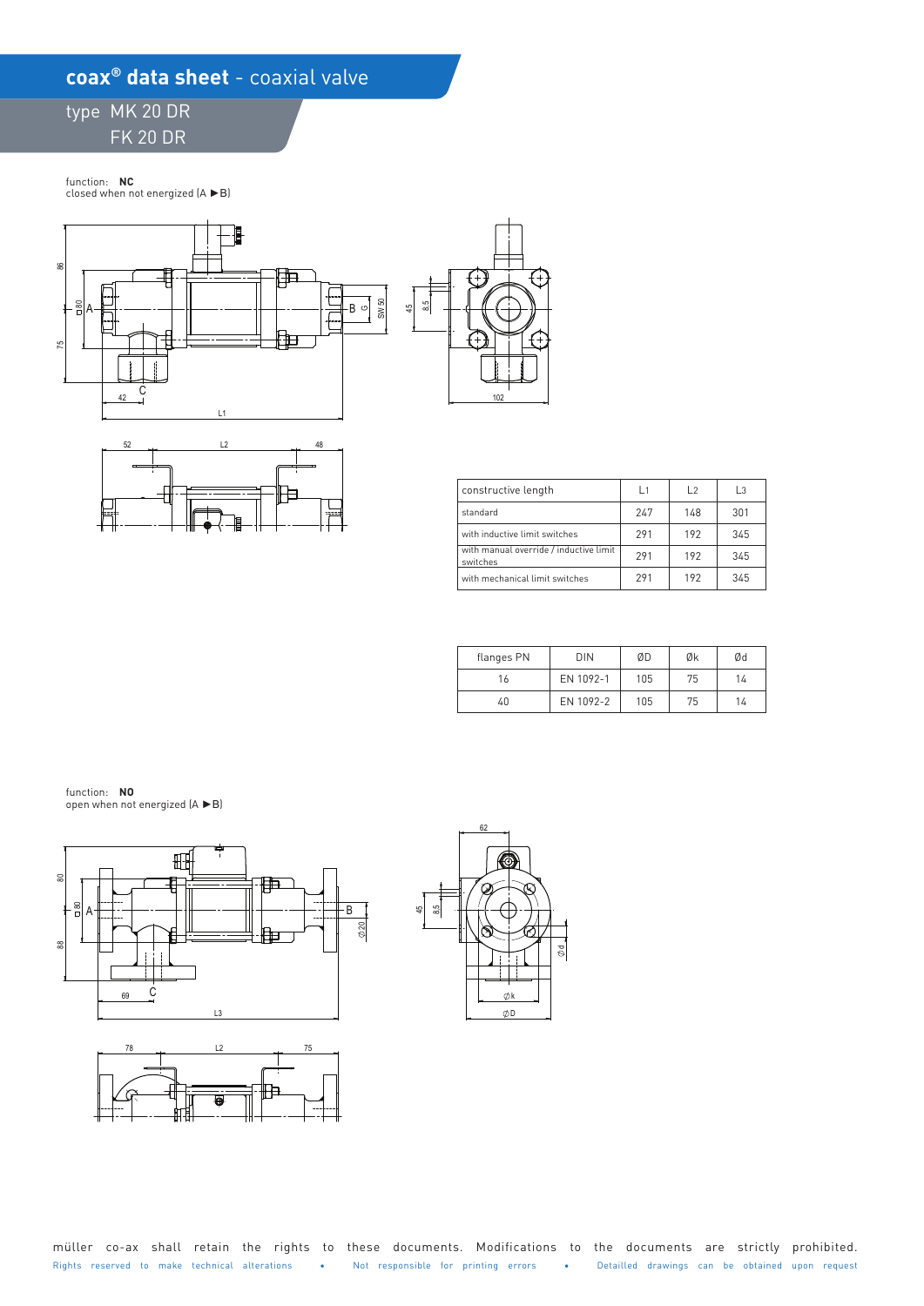# coax® data sheet - coaxial valve

type MK 20 DR
FK 20 DR

function: **NC**
closed when not energized (A ►B)

86
□80
A
75
42
C
L1
B
G
SW 50
45
8,5
102
52
L2
48

| constructive length | L1 | L2 | L3 |
|---|---|---|---|
| standard | 247 | 148 | 301 |
| with inductive limit switches | 291 | 192 | 345 |
| with manual override / inductive limit switches | 291 | 192 | 345 |
| with mechanical limit switches | 291 | 192 | 345 |

| flanges PN | DIN | ØD | Øk | Ød |
|---|---|---|---|---|
| 16 | EN 1092-1 | 105 | 75 | 14 |
| 40 | EN 1092-2 | 105 | 75 | 14 |

function: **NO**
open when not energized (A ►B)

80
□80
A
88
69
C
L3
B
Ø20
62
45
8,5
Ød
Øk
ØD
78
L2
75

müller co-ax shall retain the rights to these documents. Modifications to the documents are strictly prohibited.
Rights reserved to make technical alterations • Not responsible for printing errors • Detailled drawings can be obtained upon request